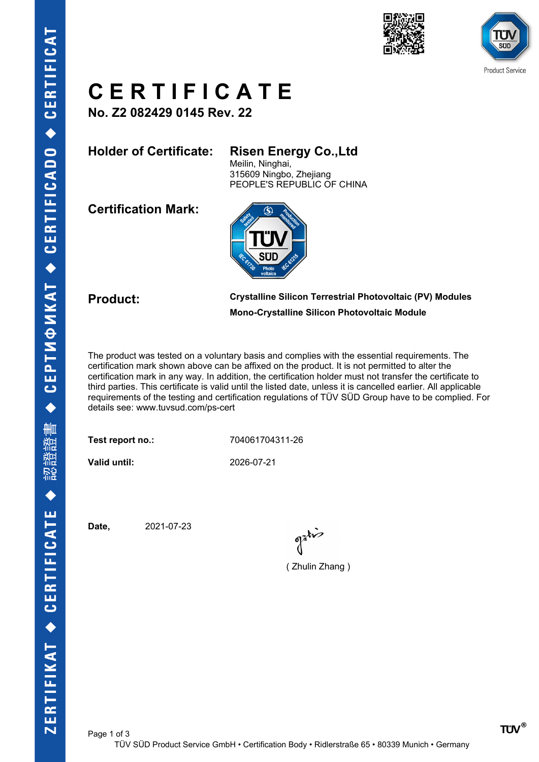# CERTIFICATE

**No. Z2 082429 0145 Rev. 22**

**Holder of Certificate:** **Risen Energy Co.,Ltd**
Meilin, Ninghai,
315609 Ningbo, Zhejiang
PEOPLE'S REPUBLIC OF CHINA

**Certification Mark:**

**Product:** **Crystalline Silicon Terrestrial Photovoltaic (PV) Modules**
**Mono-Crystalline Silicon Photovoltaic Module**

The product was tested on a voluntary basis and complies with the essential requirements. The certification mark shown above can be affixed on the product. It is not permitted to alter the certification mark in any way. In addition, the certification holder must not transfer the certificate to third parties. This certificate is valid until the listed date, unless it is cancelled earlier. All applicable requirements of the testing and certification regulations of TÜV SÜD Group have to be complied. For details see: www.tuvsud.com/ps-cert

**Test report no.:** 704061704311-26

**Valid until:** 2026-07-21

**Date,** 2021-07-23

( Zhulin Zhang )

TÜV SÜD Product Service GmbH • Certification Body • Ridlerstraße 65 • 80339 Munich • Germany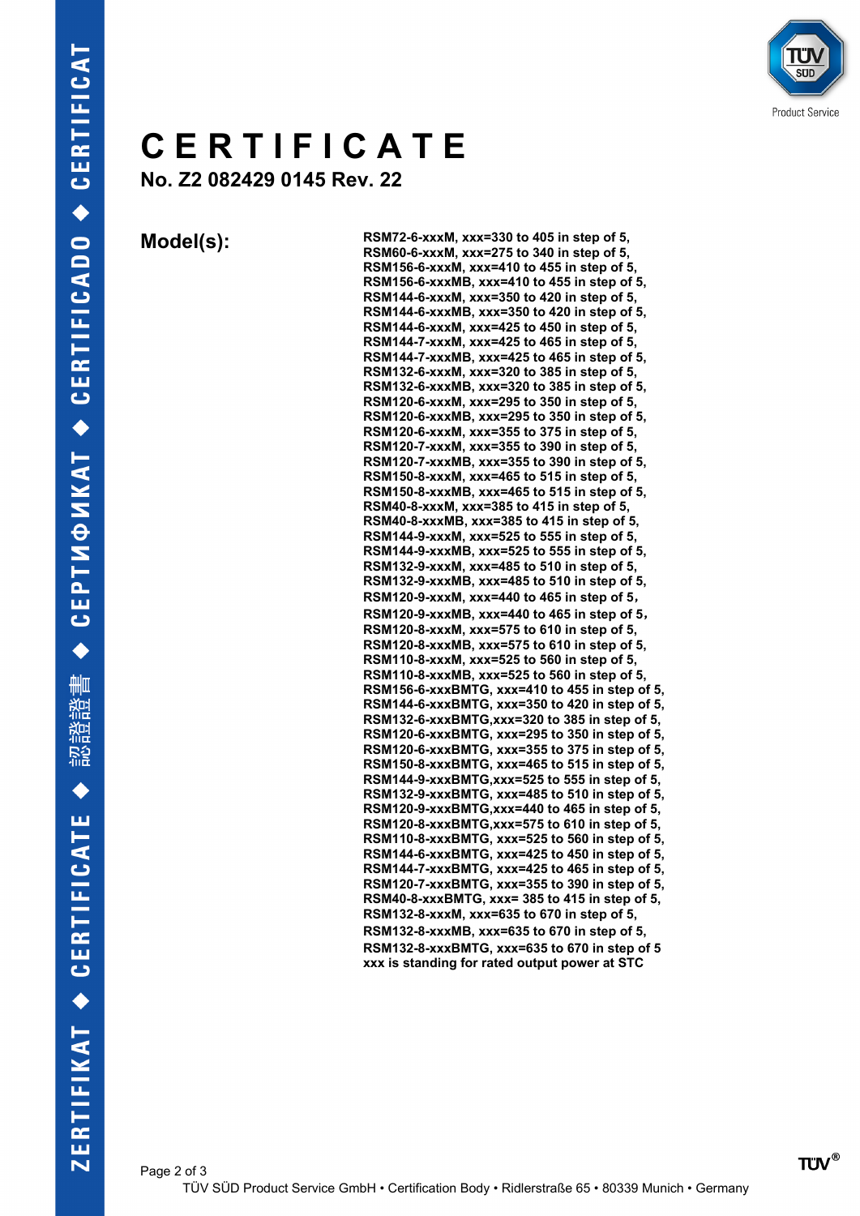# CERTIFICATE

**No. Z2 082429 0145 Rev. 22**

**Model(s):**

**RSM72-6-xxxM, xxx=330 to 405 in step of 5,**
**RSM60-6-xxxM, xxx=275 to 340 in step of 5,**
**RSM156-6-xxxM, xxx=410 to 455 in step of 5,**
**RSM156-6-xxxMB, xxx=410 to 455 in step of 5,**
**RSM144-6-xxxM, xxx=350 to 420 in step of 5,**
**RSM144-6-xxxMB, xxx=350 to 420 in step of 5,**
**RSM144-6-xxxM, xxx=425 to 450 in step of 5,**
**RSM144-7-xxxM, xxx=425 to 465 in step of 5,**
**RSM144-7-xxxMB, xxx=425 to 465 in step of 5,**
**RSM132-6-xxxM, xxx=320 to 385 in step of 5,**
**RSM132-6-xxxMB, xxx=320 to 385 in step of 5,**
**RSM120-6-xxxM, xxx=295 to 350 in step of 5,**
**RSM120-6-xxxMB, xxx=295 to 350 in step of 5,**
**RSM120-6-xxxM, xxx=355 to 375 in step of 5,**
**RSM120-7-xxxM, xxx=355 to 390 in step of 5,**
**RSM120-7-xxxMB, xxx=355 to 390 in step of 5,**
**RSM150-8-xxxM, xxx=465 to 515 in step of 5,**
**RSM150-8-xxxMB, xxx=465 to 515 in step of 5,**
**RSM40-8-xxxM, xxx=385 to 415 in step of 5,**
**RSM40-8-xxxMB, xxx=385 to 415 in step of 5,**
**RSM144-9-xxxM, xxx=525 to 555 in step of 5,**
**RSM144-9-xxxMB, xxx=525 to 555 in step of 5,**
**RSM132-9-xxxM, xxx=485 to 510 in step of 5,**
**RSM132-9-xxxMB, xxx=485 to 510 in step of 5,**
**RSM120-9-xxxM, xxx=440 to 465 in step of 5,**
**RSM120-9-xxxMB, xxx=440 to 465 in step of 5,**
**RSM120-8-xxxM, xxx=575 to 610 in step of 5,**
**RSM120-8-xxxMB, xxx=575 to 610 in step of 5,**
**RSM110-8-xxxM, xxx=525 to 560 in step of 5,**
**RSM110-8-xxxMB, xxx=525 to 560 in step of 5,**
**RSM156-6-xxxBMTG, xxx=410 to 455 in step of 5,**
**RSM144-6-xxxBMTG, xxx=350 to 420 in step of 5,**
**RSM132-6-xxxBMTG,xxx=320 to 385 in step of 5,**
**RSM120-6-xxxBMTG, xxx=295 to 350 in step of 5,**
**RSM120-6-xxxBMTG, xxx=355 to 375 in step of 5,**
**RSM150-8-xxxBMTG, xxx=465 to 515 in step of 5,**
**RSM144-9-xxxBMTG,xxx=525 to 555 in step of 5,**
**RSM132-9-xxxBMTG, xxx=485 to 510 in step of 5,**
**RSM120-9-xxxBMTG,xxx=440 to 465 in step of 5,**
**RSM120-8-xxxBMTG,xxx=575 to 610 in step of 5,**
**RSM110-8-xxxBMTG, xxx=525 to 560 in step of 5,**
**RSM144-6-xxxBMTG, xxx=425 to 450 in step of 5,**
**RSM144-7-xxxBMTG, xxx=425 to 465 in step of 5,**
**RSM120-7-xxxBMTG, xxx=355 to 390 in step of 5,**
**RSM40-8-xxxBMTG, xxx= 385 to 415 in step of 5,**
**RSM132-8-xxxM, xxx=635 to 670 in step of 5,**
**RSM132-8-xxxMB, xxx=635 to 670 in step of 5,**
**RSM132-8-xxxBMTG, xxx=635 to 670 in step of 5**
**xxx is standing for rated output power at STC**

TÜV SÜD Product Service GmbH • Certification Body • Ridlerstraße 65 • 80339 Munich • Germany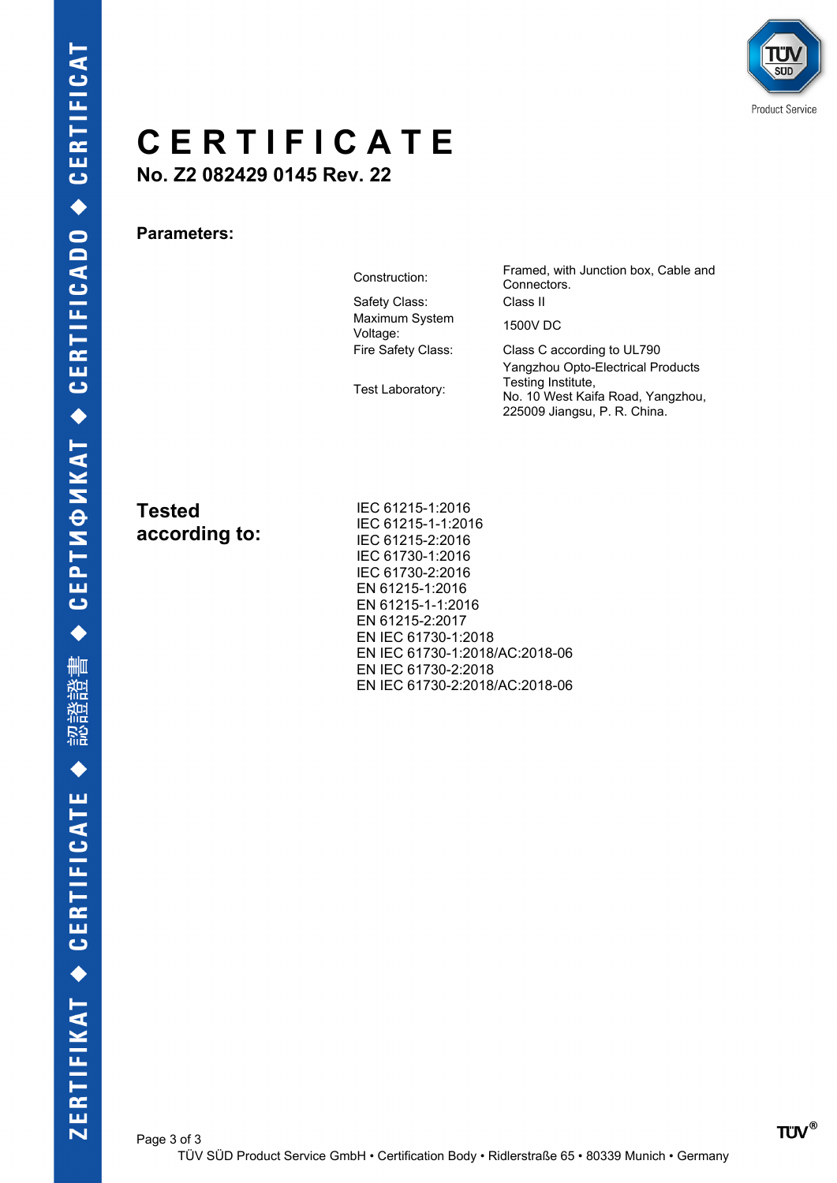# CERTIFICATE

**No. Z2 082429 0145 Rev. 22**

## Parameters:

| | |
|---|---|
| Construction: | Framed, with Junction box, Cable and Connectors. |
| Safety Class: | Class II |
| Maximum System Voltage: | 1500V DC |
| Fire Safety Class: | Class C according to UL790 |
| Test Laboratory: | Yangzhou Opto-Electrical Products Testing Institute, No. 10 West Kaifa Road, Yangzhou, 225009 Jiangsu, P. R. China. |

## Tested according to:

IEC 61215-1:2016
IEC 61215-1-1:2016
IEC 61215-2:2016
IEC 61730-1:2016
IEC 61730-2:2016
EN 61215-1:2016
EN 61215-1-1:2016
EN 61215-2:2017
EN IEC 61730-1:2018
EN IEC 61730-1:2018/AC:2018-06
EN IEC 61730-2:2018
EN IEC 61730-2:2018/AC:2018-06

TÜV SÜD Product Service GmbH • Certification Body • Ridlerstraße 65 • 80339 Munich • Germany